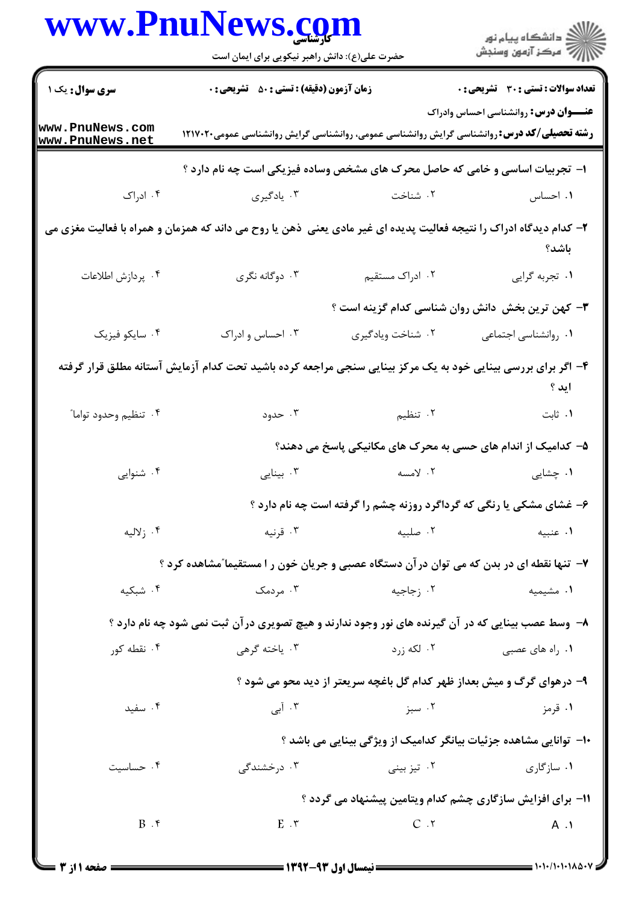**سری سوال:** یک ۱

**زمان آزمون (دقیقه) : تستی : ۵۰ تشریحی : ۰**

**تعداد سوالات : تستی : ۳۰ تشریحی : ۰**

**عنـــوان درس:** روانشناسی احساس وادراک

**رشته تحصیلی/کد درس:** روانشناسی گرایش روانشناسی عمومی، روانشناسی گرایش روانشناسی عمومی۱۲۱۷۰۲۰

۱- تجربیات اساسی و خامی که حاصل محرک های مشخص وساده فیزیکی است چه نام دارد ؟

۱. احساس ۲. شناخت ۳. یادگیری ۴. ادراک

۲- کدام دیدگاه ادراک را نتیجه فعالیت پدیده ای غیر مادی یعنی ذهن یا روح می داند که همزمان و همراه با فعالیت مغزی می باشد؟

۱. تجربه گرایی ۲. ادراک مستقیم ۳. دوگانه نگری ۴. پردازش اطلاعات

۳- کهن ترین بخش دانش روان شناسی کدام گزینه است ؟

۱. روانشناسی اجتماعی ۲. شناخت ویادگیری ۳. احساس و ادراک ۴. سایکو فیزیک

۴- اگر برای بررسی بینایی خود به یک مرکز بینایی سنجی مراجعه کرده باشید تحت کدام آزمایش آستانه مطلق قرار گرفته اید ؟

۱. ثابت ۲. تنظیم ۳. حدود ۴. تنظیم وحدود تواما"

۵- کدامیک از اندام های حسی به محرک های مکانیکی پاسخ می دهند؟

۱. چشایی ۲. لامسه ۳. بینایی ۴. شنوایی

۶- غشای مشکی یا رنگی که گرداگرد روزنه چشم را گرفته است چه نام دارد ؟

۱. عنبیه ۲. صلبیه ۳. قرنیه ۴. زلالیه

۷- تنها نقطه ای در بدن که می توان درآن دستگاه عصبی و جریان خون ر ا مستقیما"مشاهده کرد ؟

۱. مشیمیه ۲. زجاجیه ۳. مردمک ۴. شبکیه

۸- وسط عصب بینایی که در آن گیرنده های نور وجود ندارند و هیچ تصویری درآن ثبت نمی شود چه نام دارد ؟

۱. راه های عصبی ۲. لکه زرد ۳. یاخته گرهی ۴. نقطه کور

۹- درهوای گرگ و میش بعداز ظهر کدام گل باغچه سریعتر از دید محو می شود ؟

۱. قرمز ۲. سبز ۳. آبی ۴. سفید

۱۰- توانایی مشاهده جزئیات بیانگر کدامیک از ویژگی بینایی می باشد ؟

۱. سازگاری ۲. تیز بینی ۳. درخشندگی ۴. حساسیت

۱۱- برای افزایش سازگاری چشم کدام ویتامین پیشنهاد می گردد ؟

۱. A ۲. C ۳. E ۴. B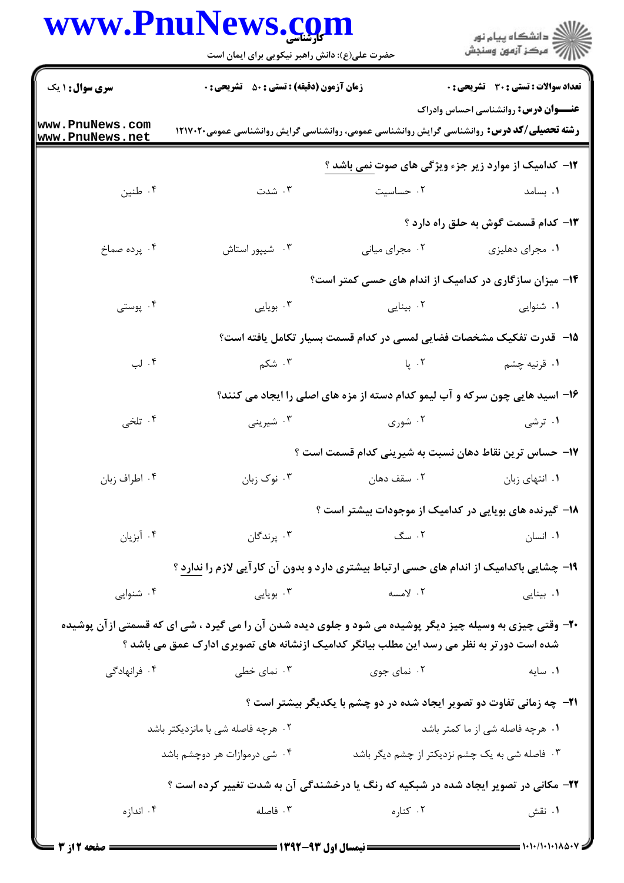**سری سوال:** ۱ یک | **زمان آزمون (دقیقه) : تستی :** ۵۰ **تشریحی :** ۰ | **تعداد سوالات : تستی :** ۳۰ **تشریحی :** ۰

**عنـــوان درس:** روانشناسی احساس وادراک

**رشته تحصیلی/کد درس:** روانشناسی گرایش روانشناسی عمومی، روانشناسی گرایش روانشناسی عمومی۱۲۱۷۰۲۰

۱۲- کدامیک از موارد زیر جزء ویژگی های صوت نمی باشد ؟

۱. بسامد
۲. حساسیت
۳. شدت
۴. طنین

۱۳- کدام قسمت گوش به حلق راه دارد ؟

۱. مجرای دهلیزی
۲. مجرای میانی
۳. شیپور استاش
۴. پرده صماخ

۱۴- میزان سازگاری در کدامیک از اندام های حسی کمتر است؟

۱. شنوایی
۲. بینایی
۳. بویایی
۴. پوستی

۱۵- قدرت تفکیک مشخصات فضایی لمسی در کدام قسمت بسیار تکامل یافته است؟

۱. قرنیه چشم
۲. پا
۳. شکم
۴. لب

۱۶- اسید هایی چون سرکه و آب لیمو کدام دسته از مزه های اصلی را ایجاد می کنند؟

۱. ترشی
۲. شوری
۳. شیرینی
۴. تلخی

۱۷- حساس ترین نقاط دهان نسبت به شیرینی کدام قسمت است ؟

۱. انتهای زبان
۲. سقف دهان
۳. نوک زبان
۴. اطراف زبان

۱۸- گیرنده های بویایی در کدامیک از موجودات بیشتر است ؟

۱. انسان
۲. سگ
۳. پرندگان
۴. آبزیان

۱۹- چشایی باکدامیک از اندام های حسی ارتباط بیشتری دارد و بدون آن کارآیی لازم را ندارد ؟

۱. بینایی
۲. لامسه
۳. بویایی
۴. شنوایی

۲۰- وقتی چیزی به وسیله چیز دیگر پوشیده می شود و جلوی دیده شدن آن را می گیرد ، شی ای که قسمتی ازآن پوشیده شده است دورتر به نظر می رسد این مطلب بیانگر کدامیک ازنشانه های تصویری ادارک عمق می باشد ؟

۱. سایه
۲. نمای جوی
۳. نمای خطی
۴. فرانهادگی

۲۱- چه زمانی تفاوت دو تصویر ایجاد شده در دو چشم با یکدیگر بیشتر است ؟

۱. هرچه فاصله شی از ما کمتر باشد
۲. هرچه فاصله شی با مانزدیکتر باشد
۳. فاصله شی به یک چشم نزدیکتر از چشم دیگر باشد
۴. شی درموازات هر دوچشم باشد

۲۲- مکانی در تصویر ایجاد شده در شبکیه که رنگ یا درخشندگی آن به شدت تغییر کرده است ؟

۱. نقش
۲. کناره
۳. فاصله
۴. اندازه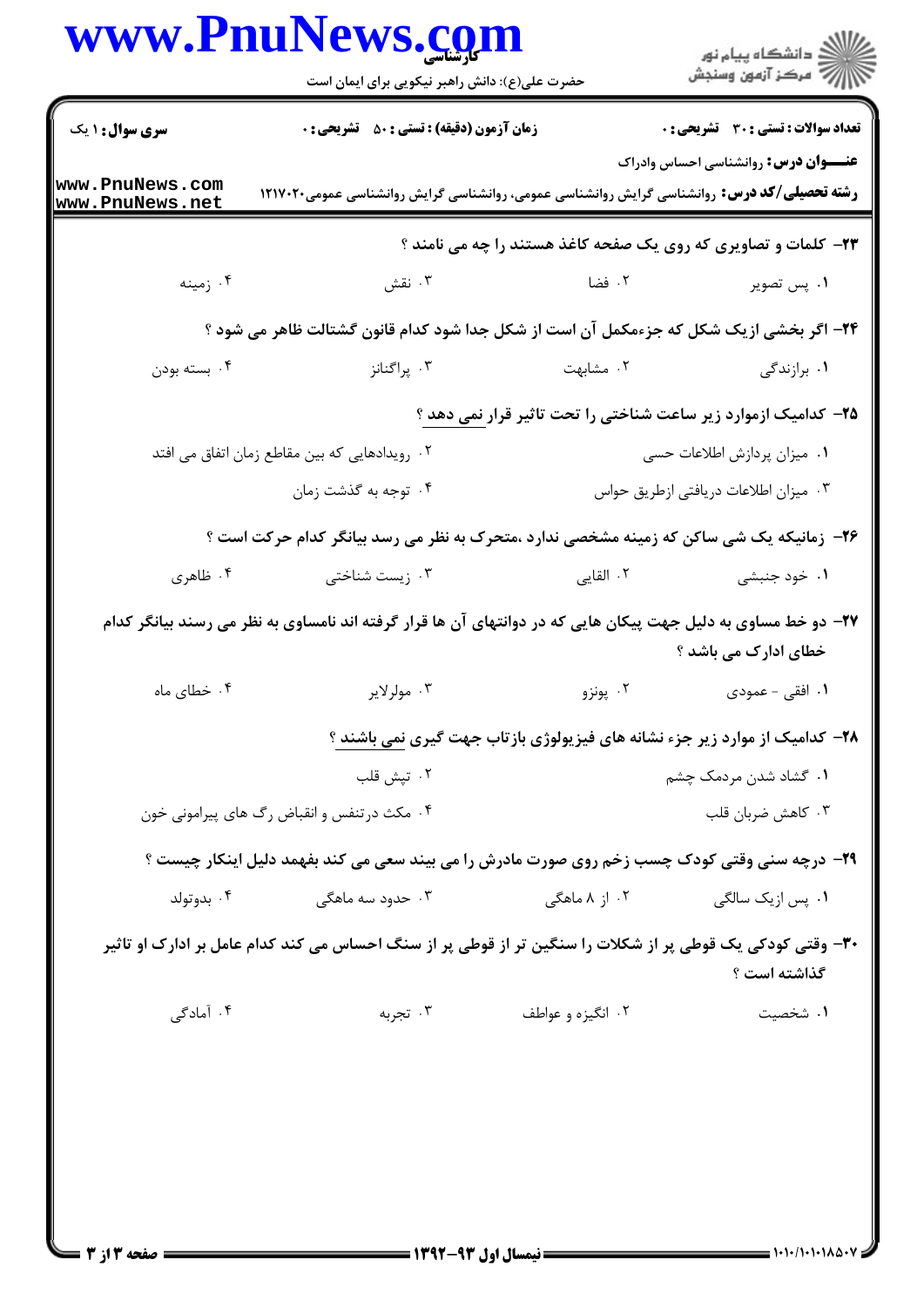۲۳- کلمات و تصاویری که روی یک صفحه کاغذ هستند را چه می نامند ؟

۱. پس تصویر
۲. فضا
۳. نقش
۴. زمینه

۲۴- اگر بخشی ازیک شکل که جزءمکمل آن است از شکل جدا شود کدام قانون گشتالت ظاهر می شود ؟

۱. برازندگی
۲. مشابهت
۳. پراگنانز
۴. بسته بودن

۲۵- کدامیک ازموارد زیر ساعت شناختی را تحت تاثیر قرار نمی دهد ؟

۱. میزان پردازش اطلاعات حسی
۲. رویدادهایی که بین مقاطع زمان اتفاق می افتد
۳. میزان اطلاعات دریافتی ازطریق حواس
۴. توجه به گذشت زمان

۲۶- زمانیکه یک شی ساکن که زمینه مشخصی ندارد ،متحرک به نظر می رسد بیانگر کدام حرکت است ؟

۱. خود جنبشی
۲. القایی
۳. زیست شناختی
۴. ظاهری

۲۷- دو خط مساوی به دلیل جهت پیکان هایی که در دوانتهای آن ها قرار گرفته اند نامساوی به نظر می رسند بیانگر کدام خطای ادارک می باشد ؟

۱. افقی - عمودی
۲. پونزو
۳. مولرلایر
۴. خطای ماه

۲۸- کدامیک از موارد زیر جزء نشانه های فیزیولوژی بازتاب جهت گیری نمی باشند ؟

۱. گشاد شدن مردمک چشم
۲. تپش قلب
۳. کاهش ضربان قلب
۴. مکث درتنفس و انقباض رگ های پیرامونی خون

۲۹- درچه سنی وقتی کودک چسب زخم روی صورت مادرش را می بیند سعی می کند بفهمد دلیل اینکار چیست ؟

۱. پس ازیک سالگی
۲. از ۸ ماهگی
۳. حدود سه ماهگی
۴. بدوتولد

۳۰- وقتی کودکی یک قوطی پر از شکلات را سنگین تر از قوطی پر از سنگ احساس می کند کدام عامل بر ادارک او تاثیر گذاشته است ؟

۱. شخصیت
۲. انگیزه و عواطف
۳. تجربه
۴. آمادگی